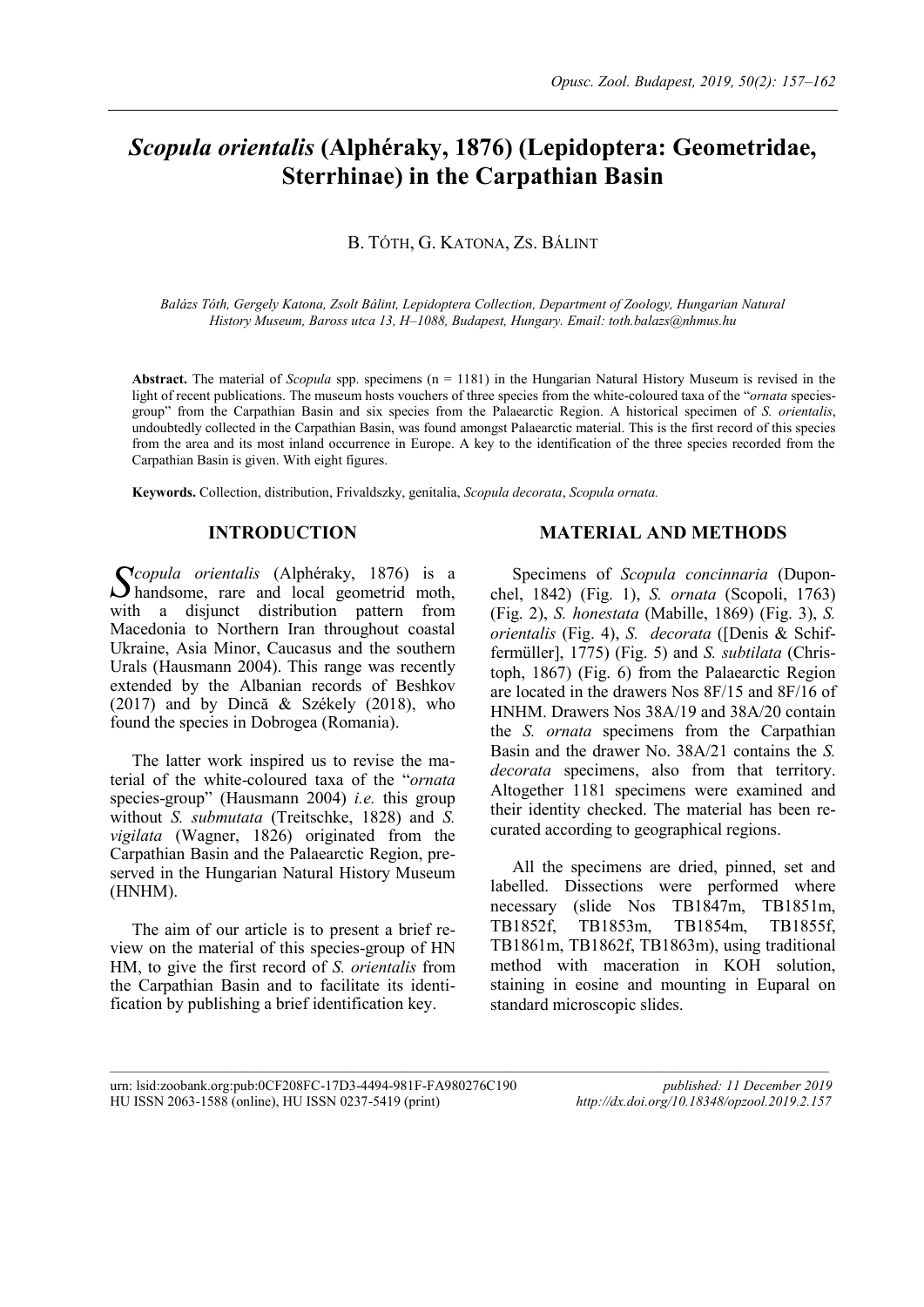# *Scopula orientalis* (Alphéraky, 1876) (Lepidoptera: Geometridae, Sterrhinae) in the Carpathian Basin

B. TÓTH, G. KATONA, ZS. BÁLINT

*Balázs Tóth, Gergely Katona, Zsolt Bálint, Lepidoptera Collection, Department of Zoology, Hungarian Natural History Museum, Baross utca 13, H–1088, Budapest, Hungary. Email: toth.balazs@nhmus.hu*

**Abstract.** The material of *Scopula* spp. specimens (n = 1181) in the Hungarian Natural History Museum is revised in the light of recent publications. The museum hosts vouchers of three species from the white-coloured taxa of the "*ornata* species-group" from the Carpathian Basin and six species from the Palaearctic Region. A historical specimen of *S. orientalis*, undoubtedly collected in the Carpathian Basin, was found amongst Palaearctic material. This is the first record of this species from the area and its most inland occurrence in Europe. A key to the identification of the three species recorded from the Carpathian Basin is given. With eight figures.

**Keywords.** Collection, distribution, Frivaldszky, genitalia, *Scopula decorata*, *Scopula ornata.*

## INTRODUCTION

*Scopula orientalis* (Alphéraky, 1876) is a handsome, rare and local geometrid moth, with a disjunct distribution pattern from Macedonia to Northern Iran throughout coastal Ukraine, Asia Minor, Caucasus and the southern Urals (Hausmann 2004). This range was recently extended by the Albanian records of Beshkov (2017) and by Dincă & Székely (2018), who found the species in Dobrogea (Romania).

The latter work inspired us to revise the material of the white-coloured taxa of the "*ornata* species-group" (Hausmann 2004) *i.e.* this group without *S. submutata* (Treitschke, 1828) and *S. vigilata* (Wagner, 1826) originated from the Carpathian Basin and the Palaearctic Region, preserved in the Hungarian Natural History Museum (HNHM).

The aim of our article is to present a brief review on the material of this species-group of HN HM, to give the first record of *S. orientalis* from the Carpathian Basin and to facilitate its identification by publishing a brief identification key.

## MATERIAL AND METHODS

Specimens of *Scopula concinnaria* (Duponchel, 1842) (Fig. 1), *S. ornata* (Scopoli, 1763) (Fig. 2), *S. honestata* (Mabille, 1869) (Fig. 3), *S. orientalis* (Fig. 4), *S. decorata* ([Denis & Schiffermüller], 1775) (Fig. 5) and *S. subtilata* (Christoph, 1867) (Fig. 6) from the Palaearctic Region are located in the drawers Nos 8F/15 and 8F/16 of HNHM. Drawers Nos 38A/19 and 38A/20 contain the *S. ornata* specimens from the Carpathian Basin and the drawer No. 38A/21 contains the *S. decorata* specimens, also from that territory. Altogether 1181 specimens were examined and their identity checked. The material has been re-curated according to geographical regions.

All the specimens are dried, pinned, set and labelled. Dissections were performed where necessary (slide Nos TB1847m, TB1851m, TB1852f, TB1853m, TB1854m, TB1855f, TB1861m, TB1862f, TB1863m), using traditional method with maceration in KOH solution, staining in eosine and mounting in Euparal on standard microscopic slides.

urn: lsid:zoobank.org:pub:0CF208FC-17D3-4494-981F-FA980276C190
HU ISSN 2063-1588 (online), HU ISSN 0237-5419 (print)

published: 11 December 2019
http://dx.doi.org/10.18348/opzool.2019.2.157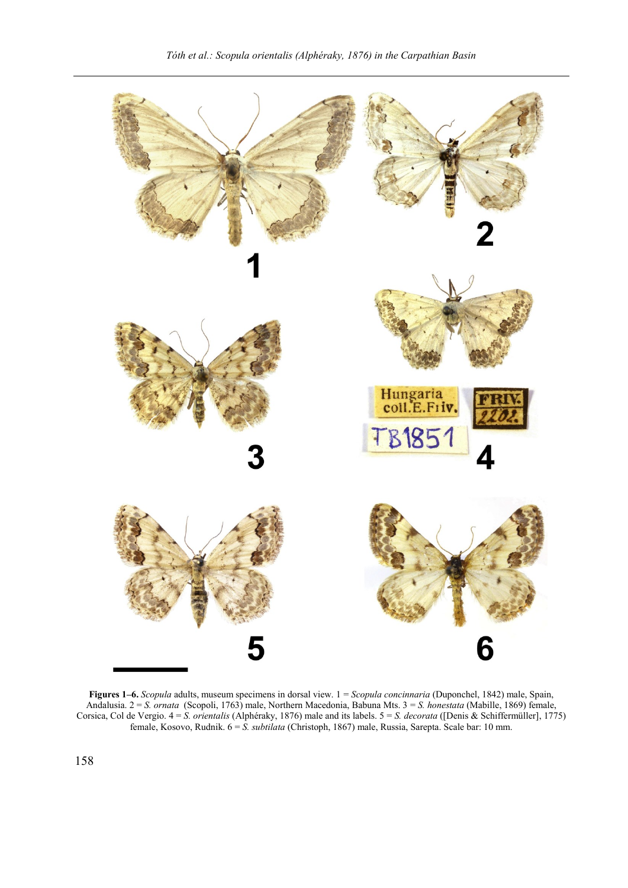**Figures 1–6.** *Scopula* adults, museum specimens in dorsal view. 1 = *Scopula concinnaria* (Duponchel, 1842) male, Spain, Andalusia. 2 = *S. ornata* (Scopoli, 1763) male, Northern Macedonia, Babuna Mts. 3 = *S. honestata* (Mabille, 1869) female, Corsica, Col de Vergio. 4 = *S. orientalis* (Alphéraky, 1876) male and its labels. 5 = *S. decorata* ([Denis & Schiffermüller], 1775) female, Kosovo, Rudnik. 6 = *S. subtilata* (Christoph, 1867) male, Russia, Sarepta. Scale bar: 10 mm.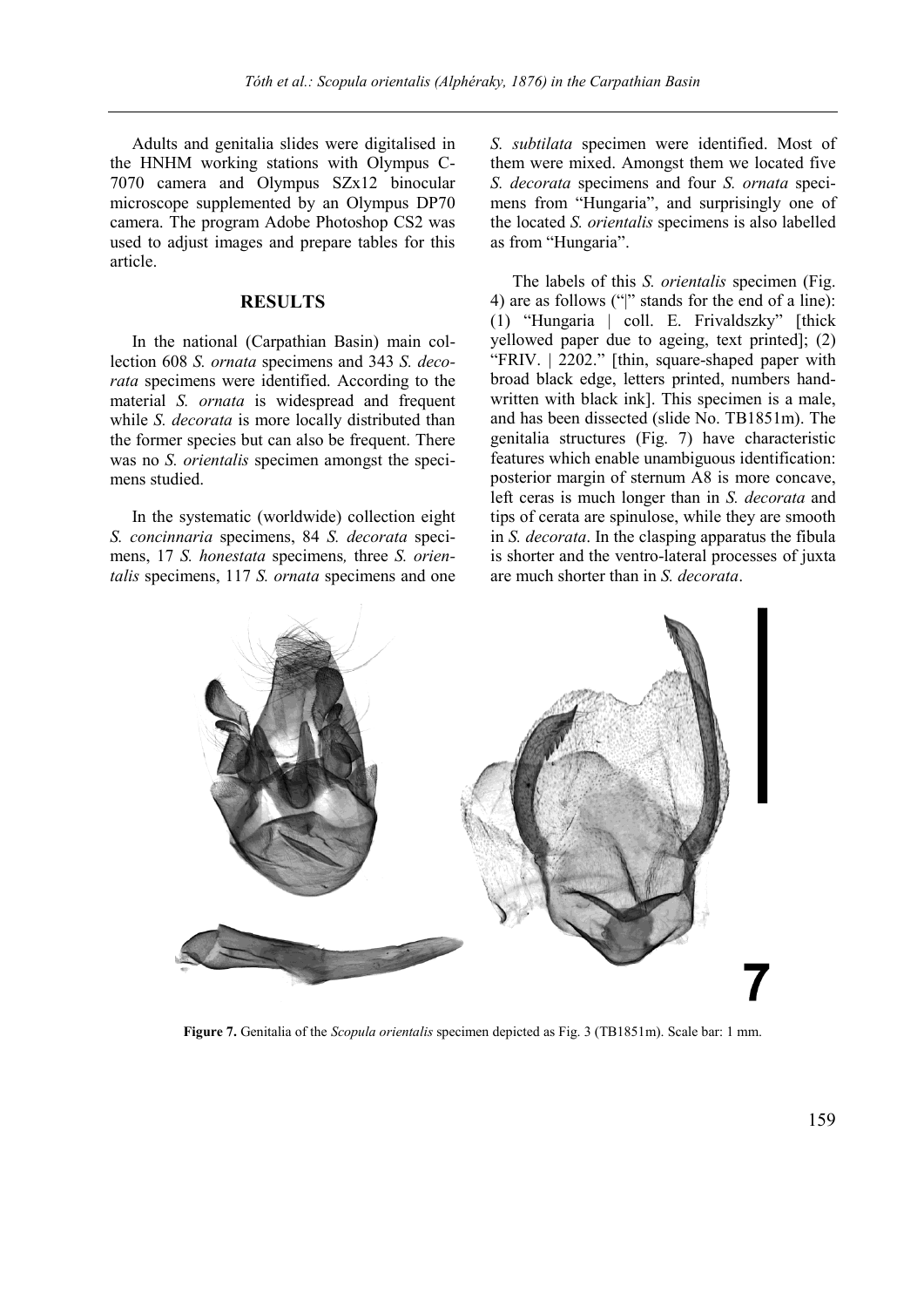Adults and genitalia slides were digitalised in the HNHM working stations with Olympus C-7070 camera and Olympus SZx12 binocular microscope supplemented by an Olympus DP70 camera. The program Adobe Photoshop CS2 was used to adjust images and prepare tables for this article.

## RESULTS

In the national (Carpathian Basin) main collection 608 *S. ornata* specimens and 343 *S. decorata* specimens were identified. According to the material *S. ornata* is widespread and frequent while *S. decorata* is more locally distributed than the former species but can also be frequent. There was no *S. orientalis* specimen amongst the specimens studied.

In the systematic (worldwide) collection eight *S. concinnaria* specimens, 84 *S. decorata* specimens, 17 *S. honestata* specimens*,* three *S. orientalis* specimens, 117 *S. ornata* specimens and one *S. subtilata* specimen were identified. Most of them were mixed. Amongst them we located five *S. decorata* specimens and four *S. ornata* specimens from "Hungaria", and surprisingly one of the located *S. orientalis* specimens is also labelled as from "Hungaria".

The labels of this *S. orientalis* specimen (Fig. 4) are as follows ("|" stands for the end of a line): (1) "Hungaria | coll. E. Frivaldszky" [thick yellowed paper due to ageing, text printed]; (2) "FRIV. | 2202." [thin, square-shaped paper with broad black edge, letters printed, numbers handwritten with black ink]. This specimen is a male, and has been dissected (slide No. TB1851m). The genitalia structures (Fig. 7) have characteristic features which enable unambiguous identification: posterior margin of sternum A8 is more concave, left ceras is much longer than in *S. decorata* and tips of cerata are spinulose, while they are smooth in *S. decorata*. In the clasping apparatus the fibula is shorter and the ventro-lateral processes of juxta are much shorter than in *S. decorata*.

**Figure 7.** Genitalia of the *Scopula orientalis* specimen depicted as Fig. 3 (TB1851m). Scale bar: 1 mm.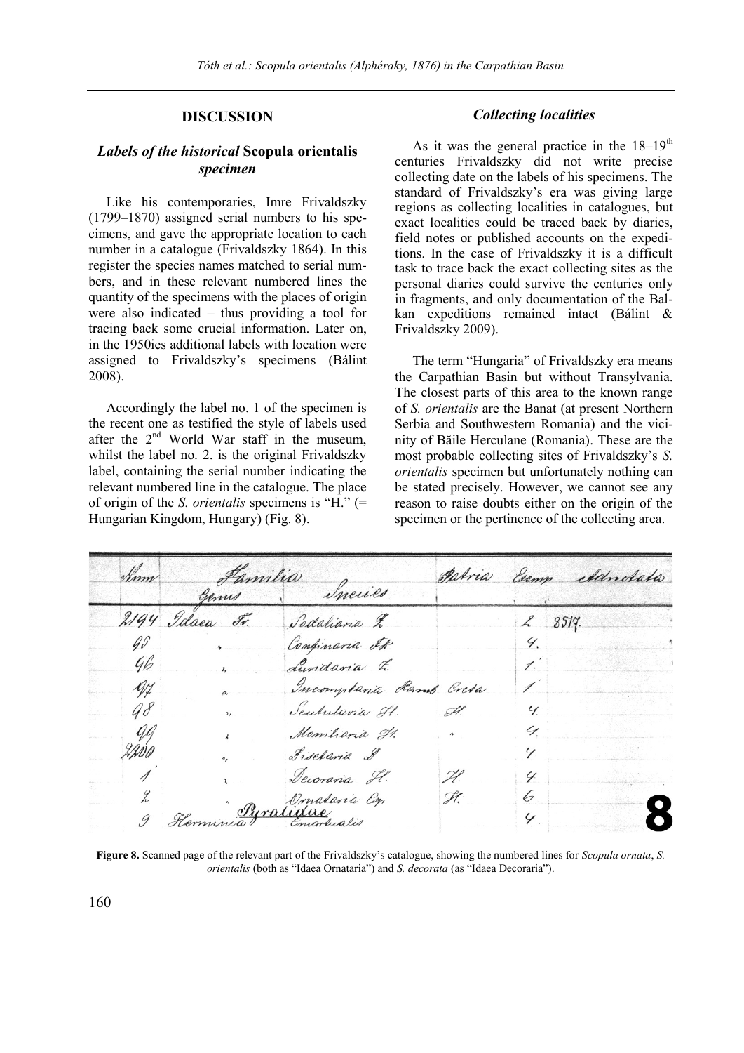## DISCUSSION

### *Labels of the historical* Scopula orientalis *specimen*

Like his contemporaries, Imre Frivaldszky (1799–1870) assigned serial numbers to his specimens, and gave the appropriate location to each number in a catalogue (Frivaldszky 1864). In this register the species names matched to serial numbers, and in these relevant numbered lines the quantity of the specimens with the places of origin were also indicated – thus providing a tool for tracing back some crucial information. Later on, in the 1950ies additional labels with location were assigned to Frivaldszky's specimens (Bálint 2008).

Accordingly the label no. 1 of the specimen is the recent one as testified the style of labels used after the 2nd World War staff in the museum, whilst the label no. 2. is the original Frivaldszky label, containing the serial number indicating the relevant numbered line in the catalogue. The place of origin of the *S. orientalis* specimens is "H." (= Hungarian Kingdom, Hungary) (Fig. 8).

### *Collecting localities*

As it was the general practice in the 18–19th centuries Frivaldszky did not write precise collecting date on the labels of his specimens. The standard of Frivaldszky's era was giving large regions as collecting localities in catalogues, but exact localities could be traced back by diaries, field notes or published accounts on the expeditions. In the case of Frivaldszky it is a difficult task to trace back the exact collecting sites as the personal diaries could survive the centuries only in fragments, and only documentation of the Balkan expeditions remained intact (Bálint & Frivaldszky 2009).

The term "Hungaria" of Frivaldszky era means the Carpathian Basin but without Transylvania. The closest parts of this area to the known range of *S. orientalis* are the Banat (at present Northern Serbia and Southwestern Romania) and the vicinity of Băile Herculane (Romania). These are the most probable collecting sites of Frivaldszky's *S. orientalis* specimen but unfortunately nothing can be stated precisely. However, we cannot see any reason to raise doubts either on the origin of the specimen or the pertinence of the collecting area.

| Num | Familia Genus | Species | Patria | Exemp | Adnotata |
|---|---|---|---|---|---|
| 2194 | Idaea Tr. | Sodaliana ? | | 2 | 8517. |
| 95 | " | Confinaria F.R. | | 4. | |
| 96 | " | Lundaria L. | | 1. | |
| 97 | " | Incompstaria Ramb. | Creta | 1 | |
| 98 | " | Scutulavia H. | H. | 4. | |
| 99 | " | Monitiaria H. | " | 4. | |
| 2200 | " | Bisetaria L. | | 4 | |
| 1 | " | Decoraria H. | H. | 4 | |
| 2 | " | Ornataria Ep. | H. | 6 | |
| 3 | Herminia Pyralidae | Emortualis | | 4 | |

**Figure 8.** Scanned page of the relevant part of the Frivaldszky's catalogue, showing the numbered lines for *Scopula ornata*, *S. orientalis* (both as "Idaea Ornataria") and *S. decorata* (as "Idaea Decoraria").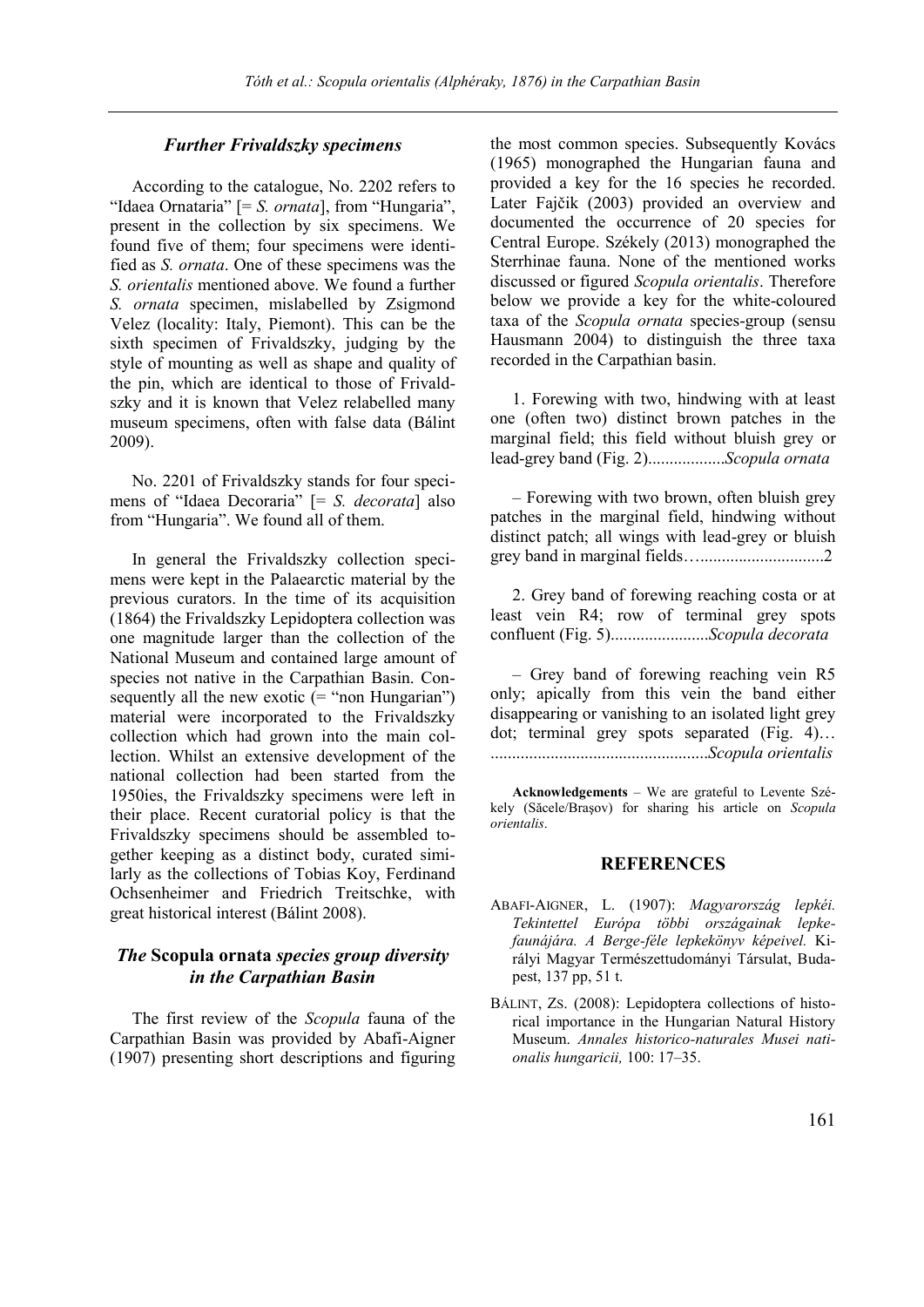### *Further Frivaldszky specimens*

According to the catalogue, No. 2202 refers to "Idaea Ornataria" [= *S. ornata*], from "Hungaria", present in the collection by six specimens. We found five of them; four specimens were identified as *S. ornata*. One of these specimens was the *S. orientalis* mentioned above. We found a further *S. ornata* specimen, mislabelled by Zsigmond Velez (locality: Italy, Piemont). This can be the sixth specimen of Frivaldszky, judging by the style of mounting as well as shape and quality of the pin, which are identical to those of Frivaldszky and it is known that Velez relabelled many museum specimens, often with false data (Bálint 2009).

No. 2201 of Frivaldszky stands for four specimens of "Idaea Decoraria" [= *S. decorata*] also from "Hungaria". We found all of them.

In general the Frivaldszky collection specimens were kept in the Palaearctic material by the previous curators. In the time of its acquisition (1864) the Frivaldszky Lepidoptera collection was one magnitude larger than the collection of the National Museum and contained large amount of species not native in the Carpathian Basin. Consequently all the new exotic (= "non Hungarian") material were incorporated to the Frivaldszky collection which had grown into the main collection. Whilst an extensive development of the national collection had been started from the 1950ies, the Frivaldszky specimens were left in their place. Recent curatorial policy is that the Frivaldszky specimens should be assembled together keeping as a distinct body, curated similarly as the collections of Tobias Koy, Ferdinand Ochsenheimer and Friedrich Treitschke, with great historical interest (Bálint 2008).

### *The* **Scopula ornata** *species group diversity in the Carpathian Basin*

The first review of the *Scopula* fauna of the Carpathian Basin was provided by Abafi-Aigner (1907) presenting short descriptions and figuring the most common species. Subsequently Kovács (1965) monographed the Hungarian fauna and provided a key for the 16 species he recorded. Later Fajčik (2003) provided an overview and documented the occurrence of 20 species for Central Europe. Székely (2013) monographed the Sterrhinae fauna. None of the mentioned works discussed or figured *Scopula orientalis*. Therefore below we provide a key for the white-coloured taxa of the *Scopula ornata* species-group (sensu Hausmann 2004) to distinguish the three taxa recorded in the Carpathian basin.

1. Forewing with two, hindwing with at least one (often two) distinct brown patches in the marginal field; this field without bluish grey or lead-grey band (Fig. 2)..................*Scopula ornata*

– Forewing with two brown, often bluish grey patches in the marginal field, hindwing without distinct patch; all wings with lead-grey or bluish grey band in marginal fields…............................2

2. Grey band of forewing reaching costa or at least vein R4; row of terminal grey spots confluent (Fig. 5).......................*Scopula decorata*

– Grey band of forewing reaching vein R5 only; apically from this vein the band either disappearing or vanishing to an isolated light grey dot; terminal grey spots separated (Fig. 4)… ...................................................*Scopula orientalis*

**Acknowledgements** – We are grateful to Levente Székely (Săcele/Braşov) for sharing his article on *Scopula orientalis*.

## REFERENCES

ABAFI-AIGNER, L. (1907): *Magyarország lepkéi. Tekintettel Európa többi országainak lepkefaunájára. A Berge-féle lepkekönyv képeivel.* Királyi Magyar Természettudományi Társulat, Budapest, 137 pp, 51 t.

BÁLINT, ZS. (2008): Lepidoptera collections of historical importance in the Hungarian Natural History Museum. *Annales historico-naturales Musei nationalis hungaricii,* 100: 17–35.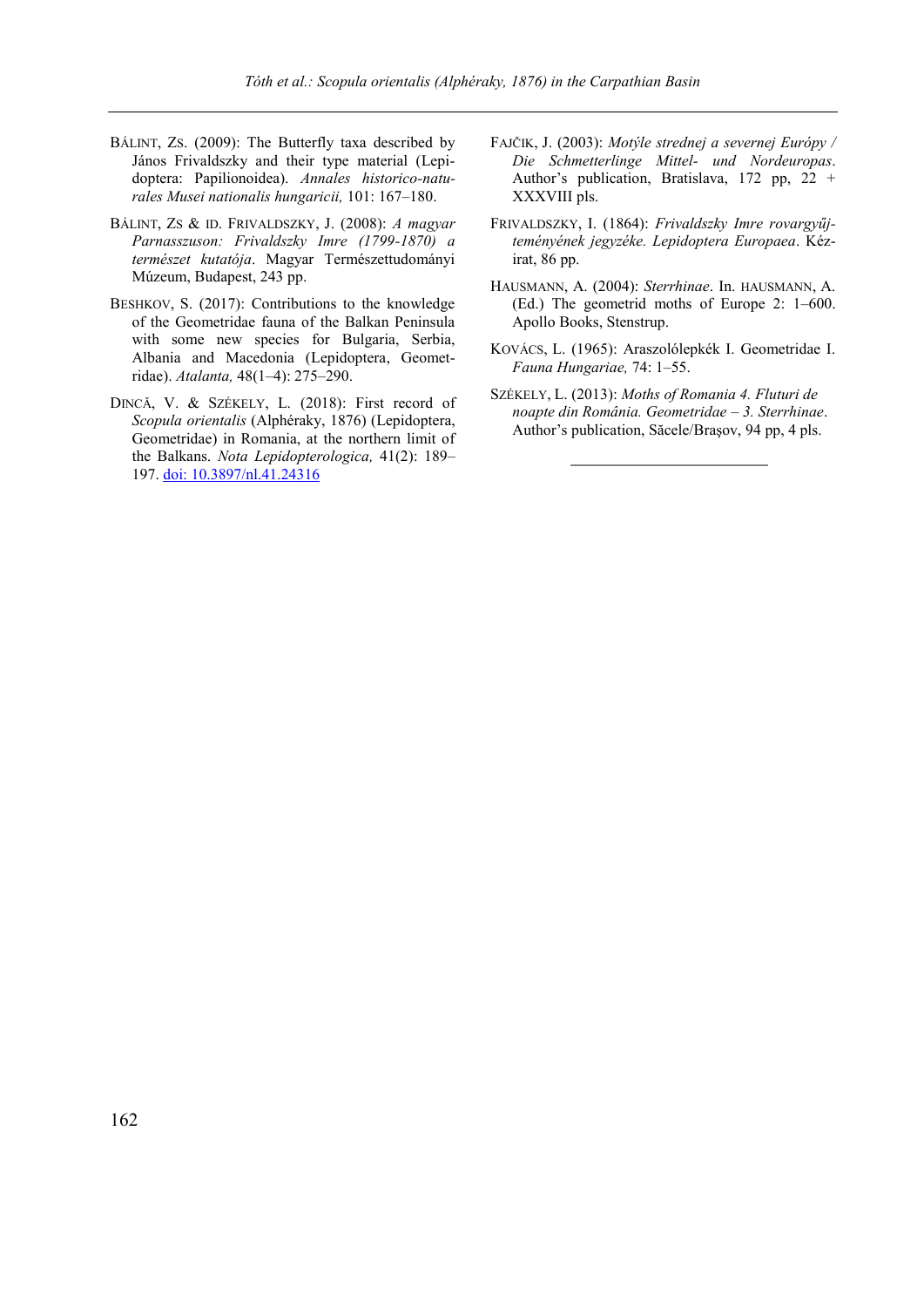BÁLINT, ZS. (2009): The Butterfly taxa described by János Frivaldszky and their type material (Lepidoptera: Papilionoidea). *Annales historico-naturales Musei nationalis hungaricii,* 101: 167–180.

BÁLINT, ZS & ID. FRIVALDSZKY, J. (2008): *A magyar Parnasszuson: Frivaldszky Imre (1799-1870) a természet kutatója*. Magyar Természettudományi Múzeum, Budapest, 243 pp.

BESHKOV, S. (2017): Contributions to the knowledge of the Geometridae fauna of the Balkan Peninsula with some new species for Bulgaria, Serbia, Albania and Macedonia (Lepidoptera, Geometridae). *Atalanta,* 48(1–4): 275–290.

DINCĂ, V. & SZÉKELY, L. (2018): First record of *Scopula orientalis* (Alphéraky, 1876) (Lepidoptera, Geometridae) in Romania, at the northern limit of the Balkans. *Nota Lepidopterologica,* 41(2): 189–197. [doi: 10.3897/nl.41.24316](https://doi.org/10.3897/nl.41.24316)

FAJČIK, J. (2003): *Motýle strednej a severnej Európy / Die Schmetterlinge Mittel- und Nordeuropas*. Author's publication, Bratislava, 172 pp, 22 + XXXVIII pls.

FRIVALDSZKY, I. (1864): *Frivaldszky Imre rovargyűjteményének jegyzéke. Lepidoptera Europaea*. Kézirat, 86 pp.

HAUSMANN, A. (2004): *Sterrhinae*. In. HAUSMANN, A. (Ed.) The geometrid moths of Europe 2: 1–600. Apollo Books, Stenstrup.

KOVÁCS, L. (1965): Araszolólepkék I. Geometridae I. *Fauna Hungariae,* 74: 1–55.

SZÉKELY, L. (2013): *Moths of Romania 4. Fluturi de noapte din România. Geometridae – 3. Sterrhinae*. Author's publication, Săcele/Brașov, 94 pp, 4 pls.